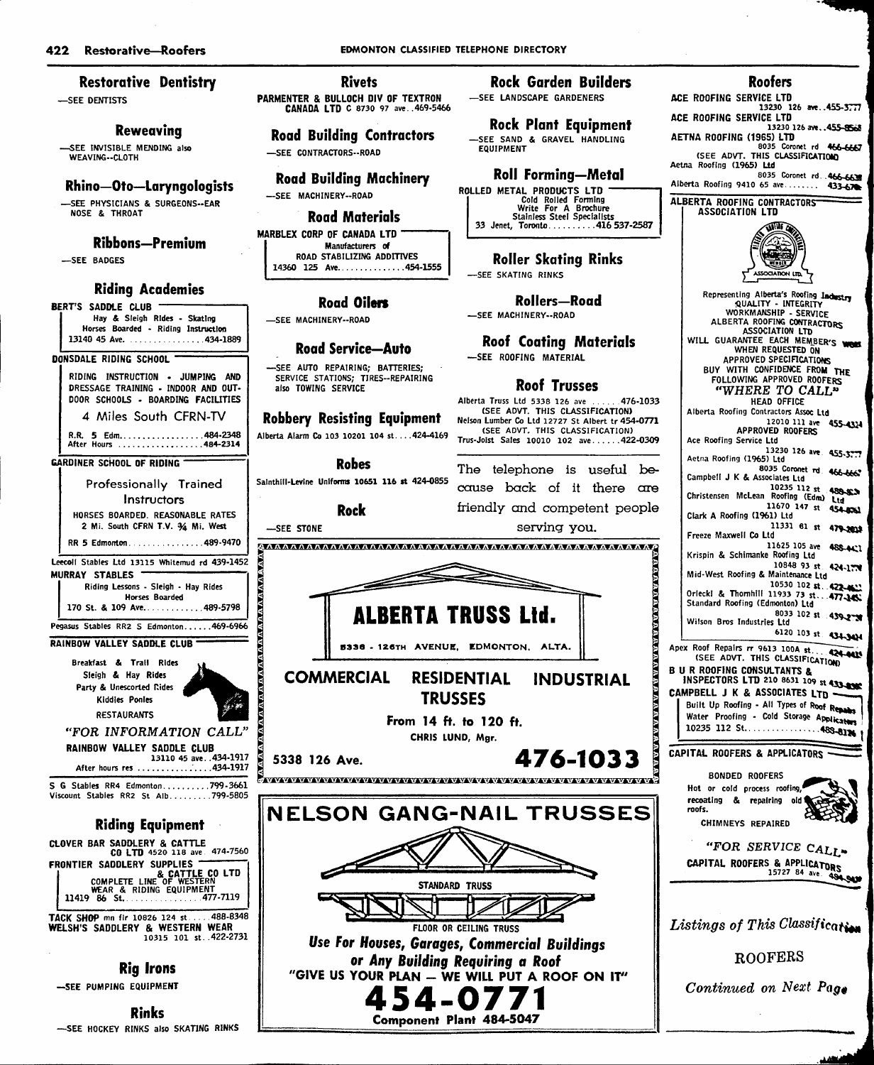## Restorative Dentistry

—SEE DENTISTS

## Reweaving

—SEE INVISIBLE MENDING also WEAVING--CLOTH

## Rhino—Oto—Laryngologists

—SEE PHYSICIANS & SURGEONS--EAR NOSE & THROAT

## Ribbons—Premium

—SEE BADGES

## Riding Academies

**BERT'S SADDLE CLUB**
Hay & Sleigh Rides - Skating
Horses Boarded - Riding Instruction
13140 45 Ave. .................434-1889

**DONSDALE RIDING SCHOOL**
RIDING INSTRUCTION - JUMPING AND DRESSAGE TRAINING - INDOOR AND OUTDOOR SCHOOLS - BOARDING FACILITIES
4 Miles South CFRN-TV
R.R. 5 Edm..................484-2348
After Hours ..................484-2314

**GARDINER SCHOOL OF RIDING**
Professionally Trained Instructors
HORSES BOARDED. REASONABLE RATES
2 Mi. South CFRN T.V. ¾ Mi. West
RR 5 Edmonton................489-9470

Leecoll Stables Ltd 13115 Whitemud rd 439-1452

**MURRAY STABLES**
Riding Lessons - Sleigh - Hay Rides
Horses Boarded
170 St. & 109 Ave.............489-5798

Pegasus Stables RR2 S Edmonton......469-6966

**RAINBOW VALLEY SADDLE CLUB**
Breakfast & Trail Rides
Sleigh & Hay Rides
Party & Unescorted Rides
Kiddies Ponies
RESTAURANTS
*"FOR INFORMATION CALL"*
RAINBOW VALLEY SADDLE CLUB
13110 45 ave..434-1917
After hours res ................434-1917

S G Stables RR4 Edmonton..........799-3661
Viscount Stables RR2 St Alb.........799-5805

## Riding Equipment

CLOVER BAR SADDLERY & CATTLE CO LTD 4520 118 ave 474-7560

**FRONTIER SADDLERY SUPPLIES & CATTLE CO LTD**
COMPLETE LINE OF WESTERN WEAR & RIDING EQUIPMENT
11419 86 St.................477-7119

TACK SHOP mn flr 10826 124 st.....488-8348
WELSH'S SADDLERY & WESTERN WEAR 10315 101 st..422-2731

## Rig Irons

—SEE PUMPING EQUIPMENT

## Rinks

—SEE HOCKEY RINKS also SKATING RINKS

## Rivets

PARMENTER & BULLOCH DIV OF TEXTRON CANADA LTD C 8730 97 ave..469-5466

## Road Building Contractors

—SEE CONTRACTORS--ROAD

## Road Building Machinery

—SEE MACHINERY--ROAD

## Road Materials

**MARBLEX CORP OF CANADA LTD**
Manufacturers of
ROAD STABILIZING ADDITIVES
14360 125 Ave...............454-1555

## Road Oilers

—SEE MACHINERY--ROAD

## Road Service—Auto

—SEE AUTO REPAIRING; BATTERIES; SERVICE STATIONS; TIRES--REPAIRING also TOWING SERVICE

## Robbery Resisting Equipment

Alberta Alarm Co 103 10201 104 st....424-4169

## Robes

Sainthill-Levine Uniforms 10651 116 st 424-0855

## Rock

—SEE STONE

## Rock Garden Builders

—SEE LANDSCAPE GARDENERS

## Rock Plant Equipment

—SEE SAND & GRAVEL HANDLING EQUIPMENT

## Roll Forming—Metal

**ROLLED METAL PRODUCTS LTD**
Cold Rolled Forming
Write For A Brochure
Stainless Steel Specialists
33 Jenet, Toronto..........416 537-2587

## Roller Skating Rinks

—SEE SKATING RINKS

## Rollers—Road

—SEE MACHINERY--ROAD

## Roof Coating Materials

—SEE ROOFING MATERIAL

## Roof Trusses

Alberta Truss Ltd 5338 126 ave ......476-1033
(SEE ADVT. THIS CLASSIFICATION)
Nelson Lumber Co Ltd 12727 St Albert tr 454-0771
(SEE ADVT. THIS CLASSIFICATION)
Trus-Joist Sales 10010 102 ave......422-0309

The telephone is useful because back of it there are friendly and competent people serving you.

**ALBERTA TRUSS Ltd.**
5338 - 126TH AVENUE, EDMONTON, ALTA.
COMMERCIAL RESIDENTIAL INDUSTRIAL TRUSSES
From 14 ft. to 120 ft.
CHRIS LUND, Mgr.
5338 126 Ave. **476-1033**

**NELSON GANG-NAIL TRUSSES**
STANDARD TRUSS
FLOOR OR CEILING TRUSS
*Use For Houses, Garages, Commercial Buildings or Any Building Requiring a Roof*
"GIVE US YOUR PLAN — WE WILL PUT A ROOF ON IT"
**454-0771**
Component Plant 484-5047

## Roofers

ACE ROOFING SERVICE LTD 13230 126 ave..455-3777
ACE ROOFING SERVICE LTD 13230 126 ave..455-8568
AETNA ROOFING (1965) LTD 8035 Coronet rd 466-6667
(SEE ADVT. THIS CLASSIFICATION)
Aetna Roofing (1965) Ltd 8035 Coronet rd..466-6638
Alberta Roofing 9410 65 ave........433-6786

**ALBERTA ROOFING CONTRACTORS ASSOCIATION LTD**
Representing Alberta's Roofing Industry
QUALITY - INTEGRITY
WORKMANSHIP - SERVICE
ALBERTA ROOFING CONTRACTORS ASSOCIATION LTD
WILL GUARANTEE EACH MEMBER'S WORK WHEN REQUESTED ON APPROVED SPECIFICATIONS
BUY WITH CONFIDENCE FROM THE FOLLOWING APPROVED ROOFERS
*"WHERE TO CALL"*
HEAD OFFICE
Alberta Roofing Contractors Assoc Ltd 12010 111 ave 455-4314
APPROVED ROOFERS
Ace Roofing Service Ltd 13230 126 ave 455-3777
Aetna Roofing (1965) Ltd 8035 Coronet rd 466-6667
Campbell J K & Associates Ltd 10235 112 st 488-8126
Christensen McLean Roofing (Edm) Ltd 11670 147 st 454-8761
Clark A Roofing (1961) Ltd 11331 61 st 479-2031
Freeze Maxwell Co Ltd 11625 105 ave 488-4411
Krispin & Schimanke Roofing Ltd 10848 93 st 424-1778
Mid-West Roofing & Maintenance Ltd 10530 102 st..422-4611
Orlecki & Thornhill 11933 73 st...477-1451
Standard Roofing (Edmonton) Ltd 8033 102 st 439-2734
Wilson Bros Industries Ltd 6120 103 st 434-3434

Apex Roof Repairs rr 9613 100A st...424-4411
(SEE ADVT. THIS CLASSIFICATION)
B U R ROOFING CONSULTANTS & INSPECTORS LTD 210 8631 109 st 433-8380

**CAMPBELL J K & ASSOCIATES LTD**
Built Up Roofing - All Types of Roof Repairs
Water Proofing - Cold Storage Applicators
10235 112 St................488-8126

**CAPITAL ROOFERS & APPLICATORS**
BONDED ROOFERS
Hot or cold process roofing, recoating & repairing old roofs.
CHIMNEYS REPAIRED
*"FOR SERVICE CALL"*
CAPITAL ROOFERS & APPLICATORS 15727 84 ave 484-9439

*Listings of This Classification*

ROOFERS

*Continued on Next Page*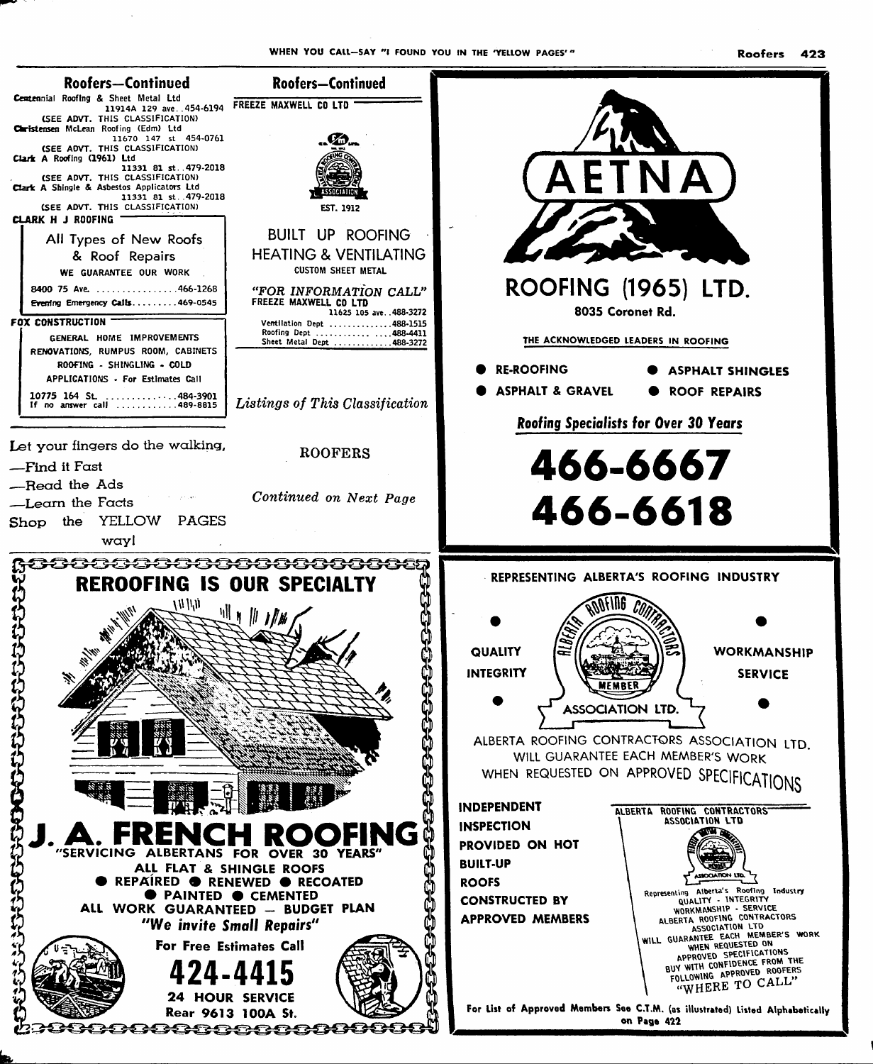## Roofers—Continued

Centennial Roofing & Sheet Metal Ltd
11914A 129 ave..454-6194
(SEE ADVT. THIS CLASSIFICATION)

Christensen McLean Roofing (Edm) Ltd
11670 147 st 454-0761
(SEE ADVT. THIS CLASSIFICATION)

Clark A Roofing (1961) Ltd
11331 81 st..479-2018
(SEE ADVT. THIS CLASSIFICATION)

Clark A Shingle & Asbestos Applicators Ltd
11331 81 st..479-2018
(SEE ADVT. THIS CLASSIFICATION)

**CLARK H J ROOFING**

All Types of New Roofs
& Roof Repairs
WE GUARANTEE OUR WORK

8400 75 Ave. ................466-1268
Evening Emergency Calls.........469-0545

**FOX CONSTRUCTION**

GENERAL HOME IMPROVEMENTS
RENOVATIONS, RUMPUS ROOM, CABINETS
ROOFING - SHINGLING - COLD
APPLICATIONS - For Estimates Call

10775 164 St. ..............484-3901
If no answer call ............489-8815

Let your fingers do the walking,
—Find it Fast
—Read the Ads
—Learn the Facts
Shop the YELLOW PAGES
way!

## Roofers—Continued

**FREEZE MAXWELL CO LTD**

ALBERTA ROOFING CONTRACTORS ASSOCIATION
EST. 1912

BUILT UP ROOFING
HEATING & VENTILATING
CUSTOM SHEET METAL

*"FOR INFORMATION CALL"*
FREEZE MAXWELL CO LTD
11625 105 ave..488-3272
Ventilation Dept ..............488-1515
Roofing Dept ..................488-4411
Sheet Metal Dept ..............488-3272

*Listings of This Classification*

ROOFERS

*Continued on Next Page*

# AETNA

## ROOFING (1965) LTD.

8035 Coronet Rd.

THE ACKNOWLEDGED LEADERS IN ROOFING

- RE-ROOFING
- ASPHALT SHINGLES
- ASPHALT & GRAVEL
- ROOF REPAIRS

***Roofing Specialists for Over 30 Years***

# 466-6667
# 466-6618

## REROOFING IS OUR SPECIALTY

# J. A. FRENCH ROOFING

"SERVICING ALBERTANS FOR OVER 30 YEARS"

ALL FLAT & SHINGLE ROOFS
● REPAIRED ● RENEWED ● RECOATED
● PAINTED ● CEMENTED
ALL WORK GUARANTEED — BUDGET PLAN
***"We invite Small Repairs"***

For Free Estimates Call

# 424-4415

24 HOUR SERVICE
Rear 9613 100A St.

REPRESENTING ALBERTA'S ROOFING INDUSTRY

QUALITY
INTEGRITY

ALBERTA ROOFING CONTRACTORS MEMBER ASSOCIATION LTD.

WORKMANSHIP
SERVICE

ALBERTA ROOFING CONTRACTORS ASSOCIATION LTD.
WILL GUARANTEE EACH MEMBER'S WORK
WHEN REQUESTED ON APPROVED SPECIFICATIONS

**INDEPENDENT INSPECTION PROVIDED ON HOT BUILT-UP ROOFS CONSTRUCTED BY APPROVED MEMBERS**

ALBERTA ROOFING CONTRACTORS ASSOCIATION LTD
Representing Alberta's Roofing Industry
QUALITY - INTEGRITY
WORKMANSHIP - SERVICE
ALBERTA ROOFING CONTRACTORS ASSOCIATION LTD
WILL GUARANTEE EACH MEMBER'S WORK
WHEN REQUESTED ON
APPROVED SPECIFICATIONS
BUY WITH CONFIDENCE FROM THE
FOLLOWING APPROVED ROOFERS
"WHERE TO CALL"

For List of Approved Members See C.T.M. (as illustrated) Listed Alphabetically on Page 422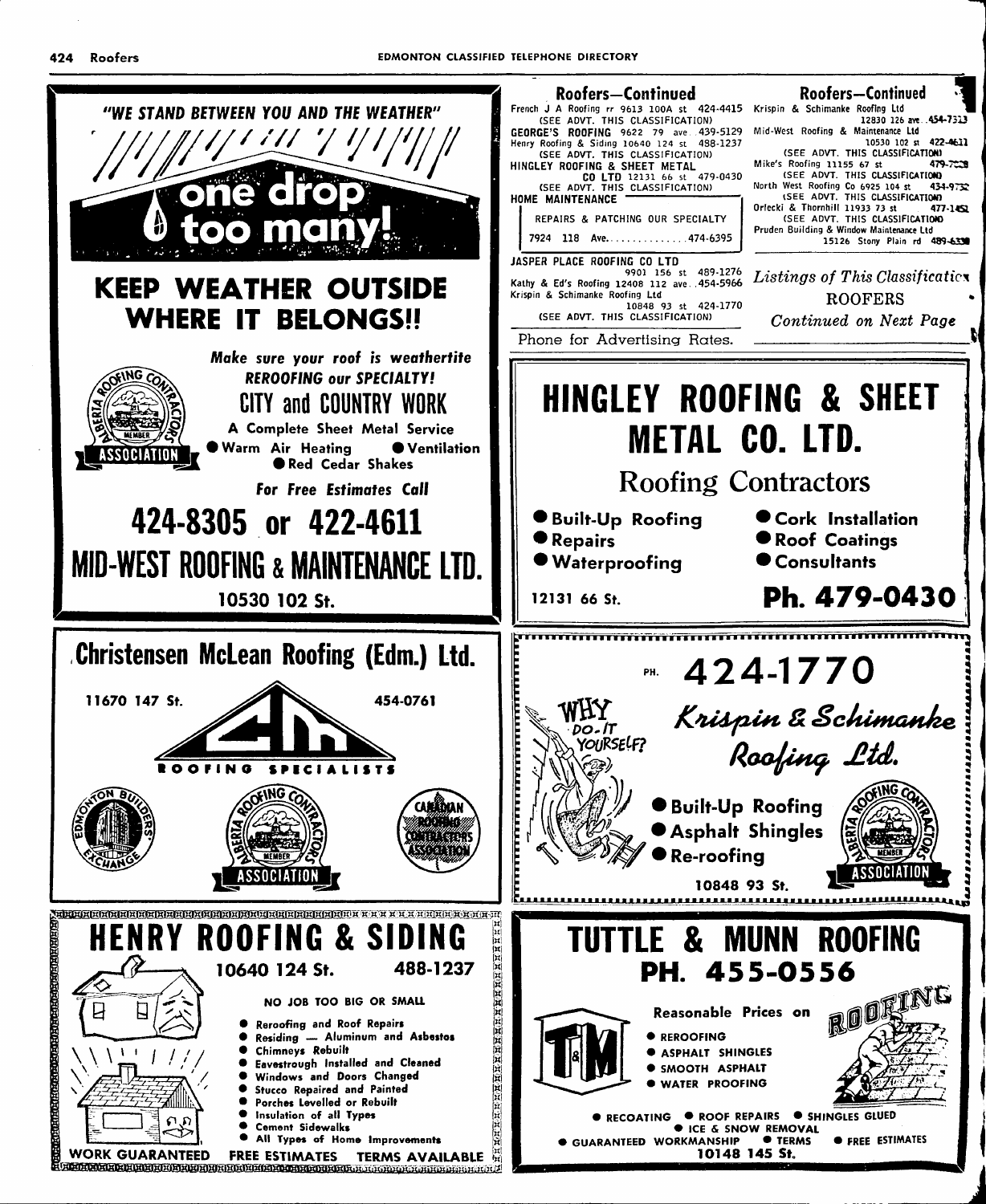## Roofers—Continued

French J A Roofing rr 9613 100A st 424-4415
(SEE ADVT. THIS CLASSIFICATION)

GEORGE'S ROOFING 9622 79 ave 439-5129

Henry Roofing & Siding 10640 124 st 488-1237
(SEE ADVT. THIS CLASSIFICATION)

HINGLEY ROOFING & SHEET METAL CO LTD 12131 66 st 479-0430
(SEE ADVT. THIS CLASSIFICATION)

HOME MAINTENANCE

REPAIRS & PATCHING OUR SPECIALTY

7924 118 Ave. 474-6395

JASPER PLACE ROOFING CO LTD 9901 156 st 489-1276

Kathy & Ed's Roofing 12408 112 ave 454-5966

Krispin & Schimanke Roofing Ltd 10848 93 st 424-1770
(SEE ADVT. THIS CLASSIFICATION)

Phone for Advertising Rates.

## Roofers—Continued

Krispin & Schimanke Roofing Ltd 12830 126 ave 454-7313

Mid-West Roofing & Maintenance Ltd 10530 102 st 422-4611
(SEE ADVT. THIS CLASSIFICATION)

Mike's Roofing 11155 67 st 479-7228
(SEE ADVT. THIS CLASSIFICATION)

North West Roofing Co 6925 104 st 434-9752
(SEE ADVT. THIS CLASSIFICATION)

Orlecki & Thornhill 11933 73 st 477-1451
(SEE ADVT. THIS CLASSIFICATION)

Pruden Building & Window Maintenance Ltd 15126 Stony Plain rd 489-6330

*Listings of This Classification*
ROOFERS
*Continued on Next Page*

---

**"WE STAND BETWEEN YOU AND THE WEATHER"**

**one drop too many!**

# KEEP WEATHER OUTSIDE WHERE IT BELONGS!!

***Make sure your roof is weathertite***
***REROOFING our SPECIALTY!***

**CITY and COUNTRY WORK**

**A Complete Sheet Metal Service**
- Warm Air Heating
- Ventilation
- Red Cedar Shakes

ALBERTA ROOFING CONTRACTORS ASSOCIATION MEMBER

***For Free Estimates Call***

# 424-8305 or 422-4611

# MID-WEST ROOFING & MAINTENANCE LTD.

**10530 102 St.**

---

# HINGLEY ROOFING & SHEET METAL CO. LTD.

## Roofing Contractors

- Built-Up Roofing
- Repairs
- Waterproofing
- Cork Installation
- Roof Coatings
- Consultants

12131 66 St.

**Ph. 479-0430**

---

# Christensen McLean Roofing (Edm.) Ltd.

11670 147 St. 454-0761

CM ROOFING SPECIALISTS

EDMONTON BUILDERS' EXCHANGE — ALBERTA ROOFING CONTRACTORS ASSOCIATION MEMBER — CANADIAN ROOFING CONTRACTORS ASSOCIATION

---

PH. **424-1770**

WHY DO-IT YOURSELF?

# *Krispin & Schimanke Roofing Ltd.*

- Built-Up Roofing
- Asphalt Shingles
- Re-roofing

ALBERTA ROOFING CONTRACTORS ASSOCIATION MEMBER

**10848 93 St.**

---

# HENRY ROOFING & SIDING

**10640 124 St. 488-1237**

NO JOB TOO BIG OR SMALL

- Reroofing and Roof Repairs
- Residing — Aluminum and Asbestos
- Chimneys Rebuilt
- Eavestrough Installed and Cleaned
- Windows and Doors Changed
- Stucco Repaired and Painted
- Porches Levelled or Rebuilt
- Insulation of all Types
- Cement Sidewalks
- All Types of Home Improvements

**WORK GUARANTEED FREE ESTIMATES TERMS AVAILABLE**

---

# TUTTLE & MUNN ROOFING

# PH. 455-0556

T&M

**Reasonable Prices on**
- REROOFING
- ASPHALT SHINGLES
- SMOOTH ASPHALT
- WATER PROOFING

ROOFING

- RECOATING
- ROOF REPAIRS
- SHINGLES GLUED
- ICE & SNOW REMOVAL
- GUARANTEED WORKMANSHIP
- TERMS
- FREE ESTIMATES

**10148 145 St.**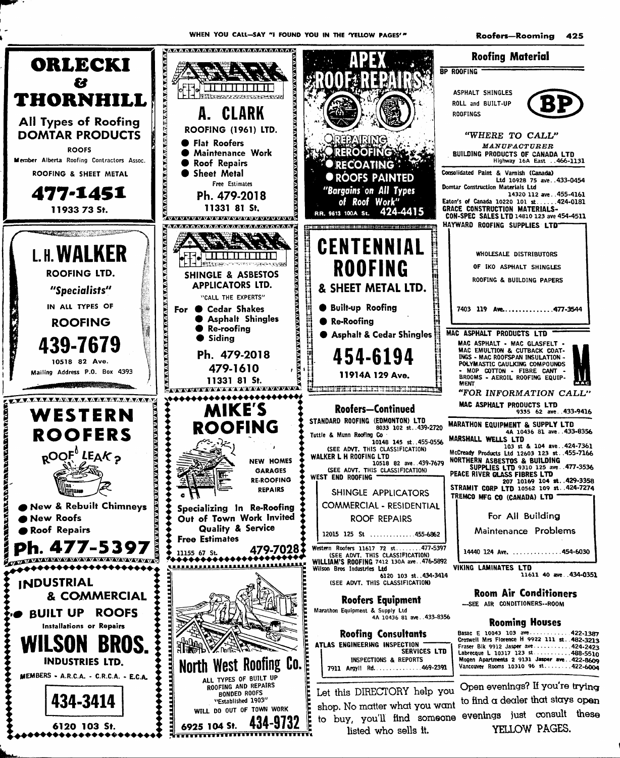## ORLECKI & THORNHILL

All Types of Roofing
DOMTAR PRODUCTS

ROOFS

Member Alberta Roofing Contractors Assoc.

ROOFING & SHEET METAL

**477-1451**

11933 73 St.

## A. CLARK

ROOFING (1961) LTD.

- Flat Roofers
- Maintenance Work
- Roof Repairs
- Sheet Metal

Free Estimates

Ph. 479-2018

11331 81 St.

## APEX ROOF REPAIRS

- REPAIRING
- REROOFING
- RECOATING
- ROOFS PAINTED

*"Bargains on All Types of Roof Work"*

RR. 9613 100A St. 424-4415

## L. H. WALKER

ROOFING LTD.

*"Specialists"*

IN ALL TYPES OF

ROOFING

**439-7679**

10518 82 Ave.

Mailing Address P.O. Box 4393

## CLARK

SHINGLE & ASBESTOS APPLICATORS LTD.

"CALL THE EXPERTS"

For
- Cedar Shakes
- Asphalt Shingles
- Re-roofing
- Siding

Ph. 479-2018
479-1610

11331 81 St.

## CENTENNIAL ROOFING

& SHEET METAL LTD.

- Built-up Roofing
- Re-Roofing
- Asphalt & Cedar Shingles

**454-6194**

11914A 129 Ave.

## WESTERN ROOFERS

ROOF LEAK?

- New & Rebuilt Chimneys
- New Roofs
- Roof Repairs

**Ph. 477-5397**

## MIKE'S ROOFING

NEW HOMES
GARAGES
RE-ROOFING
REPAIRS

Specializing In Re-Roofing
Out of Town Work Invited
Quality & Service
Free Estimates

11155 67 St. 479-7028

## INDUSTRIAL & COMMERCIAL

- BUILT UP ROOFS

Installations or Repairs

## WILSON BROS.

INDUSTRIES LTD.

MEMBERS - A.R.C.A. - C.R.C.A. - E.C.A.

**434-3414**

6120 103 St.

## North West Roofing Co.

ALL TYPES OF BUILT UP ROOFING AND REPAIRS
BONDED ROOFS
"Established 1903"
WILL DO OUT OF TOWN WORK

6925 104 St. 434-9732

## Roofers—Continued

STANDARD ROOFING (EDMONTON) LTD 8033 102 st..439-2720
Tuttle & Munn Roofing Co 10148 145 st..455-0556
(SEE ADVT. THIS CLASSIFICATION)
WALKER L H ROOFING LTD 10518 82 ave..439-7679
(SEE ADVT. THIS CLASSIFICATION)
WEST END ROOFING

SHINGLE APPLICATORS
COMMERCIAL - RESIDENTIAL
ROOF REPAIRS

12015 125 St .............455-6862

Western Roofers 11617 72 st........477-5397
(SEE ADVT. THIS CLASSIFICATION)
WILLIAM'S ROOFING 7412 130A ave..476-5892
Wilson Bros Industries Ltd 6120 103 st..434-3414
(SEE ADVT. THIS CLASSIFICATION)

## Roofers Equipment

Marathon Equipment & Supply Ltd 4A 10436 81 ave..433-8356

## Roofing Consultants

ATLAS ENGINEERING INSPECTION SERVICES LTD

INSPECTIONS & REPORTS

7911 Argyll Rd..............469-2391

Let this DIRECTORY help you shop. No matter what you want to buy, you'll find someone listed who sells it.

## Roofing Material

BP ROOFING

ASPHALT SHINGLES
ROLL and BUILT-UP ROOFINGS

BP

*"WHERE TO CALL"*

*MANUFACTURER*

BUILDING PRODUCTS OF CANADA LTD Highway 16A East ..466-1131

Consolidated Paint & Varnish (Canada) Ltd 10928 75 ave..433-0454
Domtar Construction Materials Ltd 14320 112 ave..455-4161
Eaton's of Canada 10220 101 st......424-0181
GRACE CONSTRUCTION MATERIALS-CON-SPEC SALES LTD 14810 123 ave 454-4511
HAYWARD ROOFING SUPPLIES LTD

WHOLESALE DISTRIBUTORS
OF IKO ASPHALT SHINGLES
ROOFING & BUILDING PAPERS

7403 119 Ave..............477-3544

MAC ASPHALT PRODUCTS LTD

MAC ASPHALT - MAC GLASFELT - MAC EMULTION & CUTBACK COATINGS - MAC ROOFSPAN INSULATION - POLYMASTIC CAULKING COMPOUNDS - MOP COTTON - FIBRE CANT - BROOMS - AEROIL ROOFING EQUIPMENT

*"FOR INFORMATION CALL"*

MAC ASPHALT PRODUCTS LTD 9335 62 ave..433-9416

MARATHON EQUIPMENT & SUPPLY LTD 4A 10436 81 ave..433-8356
MARSHALL WELLS LTD 103 st & 104 ave..424-7361
McCready Products Ltd 12603 123 st..455-7166
NORTHERN ASBESTOS & BUILDING SUPPLIES LTD 9310 125 ave..477-3536
PEACE RIVER GLASS FIBRES LTD 207 10169 104 st..429-3358
STRAMIT CORP LTD 10562 109 st..424-7274
TREMCO MFG CO (CANADA) LTD

For All Building
Maintenance Problems

14440 124 Ave. ..............454-6030

VIKING LAMINATES LTD 11611 40 ave..434-0351

## Room Air Conditioners

—SEE AIR CONDITIONERS--ROOM

## Rooming Houses

Basac E 10043 103 ave............422-1387
Croswell Mrs Florence H 9922 111 st..482-3213
Fraser Blk 9912 Jasper ave...........424-2423
Labrecque L 10317 123 st...........488-5510
Mogen Apartments 2 9131 Jasper ave..422-8609
Vancouver Rooms 10310 96 st........422-6004

Open evenings? If you're trying to find a dealer that stays open evenings just consult these YELLOW PAGES.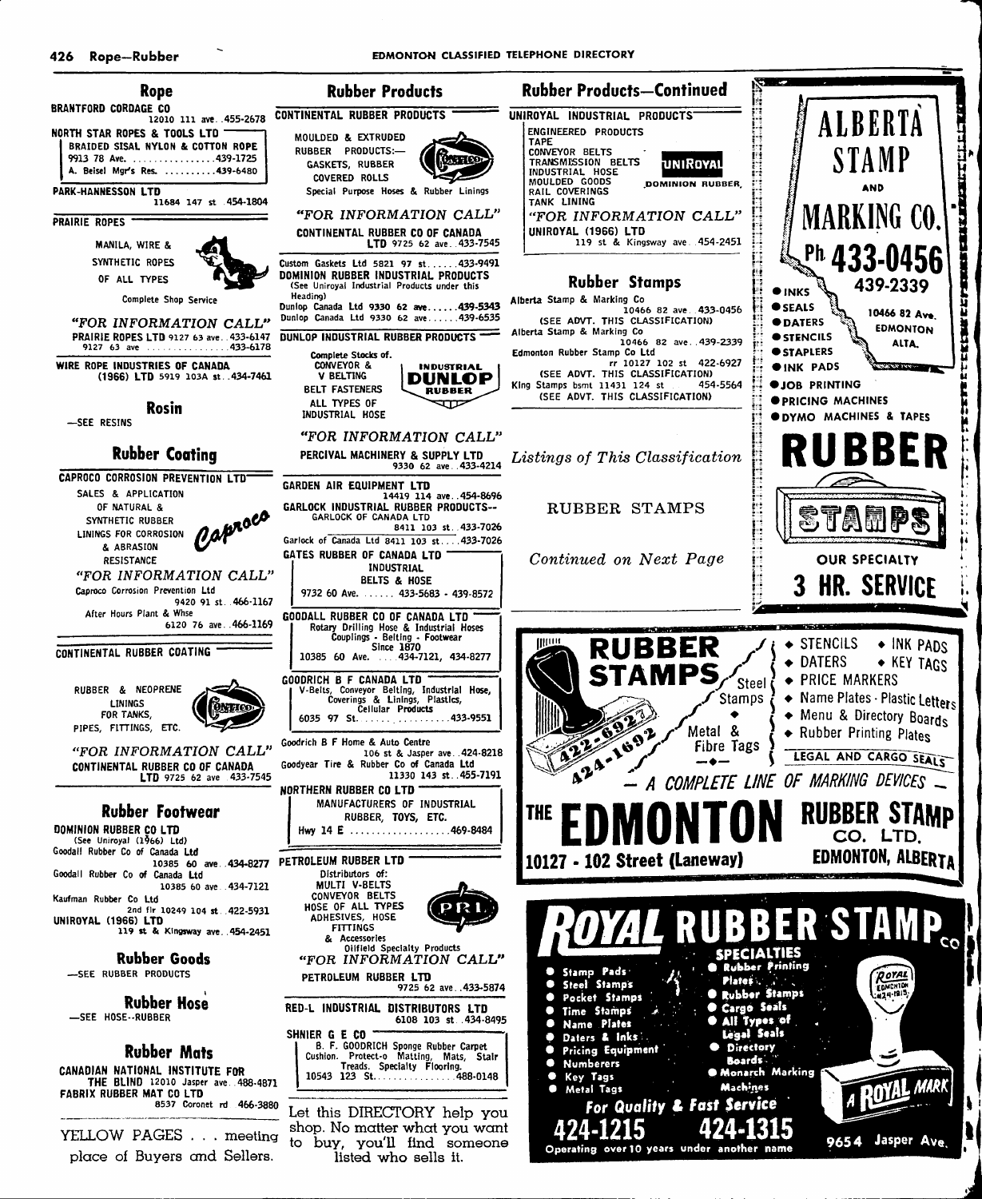## Rope

BRANTFORD CORDAGE CO 12010 111 ave..455-2678

NORTH STAR ROPES & TOOLS LTD
BRAIDED SISAL NYLON & COTTON ROPE
9913 78 Ave. ................439-1725
A. Beisel Mgr's Res. ..........439-6480

PARK-HANNESSON LTD 11684 147 st 454-1804

PRAIRIE ROPES
MANILA, WIRE & SYNTHETIC ROPES OF ALL TYPES
Complete Shop Service
*"FOR INFORMATION CALL"*
PRAIRIE ROPES LTD 9127 63 ave..433-6147
9127 63 ave ...............433-6178

WIRE ROPE INDUSTRIES OF CANADA (1966) LTD 5919 103A st..434-7461

## Rosin

—SEE RESINS

## Rubber Coating

CAPROCO CORROSION PREVENTION LTD
SALES & APPLICATION OF NATURAL & SYNTHETIC RUBBER LININGS FOR CORROSION & ABRASION RESISTANCE
Caproco
*"FOR INFORMATION CALL"*
Caproco Corrosion Prevention Ltd 9420 91 st..466-1167
After Hours Plant & Whse 6120 76 ave..466-1169

CONTINENTAL RUBBER COATING
RUBBER & NEOPRENE LININGS FOR TANKS, PIPES, FITTINGS, ETC.
*"FOR INFORMATION CALL"*
CONTINENTAL RUBBER CO OF CANADA LTD 9725 62 ave 433-7545

## Rubber Footwear

DOMINION RUBBER CO LTD (See Uniroyal (1966) Ltd)
Goodall Rubber Co of Canada Ltd 10385 60 ave..434-8277
Goodall Rubber Co of Canada Ltd 10385 60 ave..434-7121
Kaufman Rubber Co Ltd 2nd flr 10249 104 st..422-5931
UNIROYAL (1966) LTD 119 st & Kingsway ave..454-2451

## Rubber Goods

—SEE RUBBER PRODUCTS

## Rubber Hose

—SEE HOSE--RUBBER

## Rubber Mats

CANADIAN NATIONAL INSTITUTE FOR THE BLIND 12010 Jasper ave..488-4871
FABRIX RUBBER MAT CO LTD 8537 Coronet rd 466-3880

YELLOW PAGES . . . meeting place of Buyers and Sellers.

## Rubber Products

CONTINENTAL RUBBER PRODUCTS
MOULDED & EXTRUDED RUBBER PRODUCTS:— GASKETS, RUBBER COVERED ROLLS
Special Purpose Hoses & Rubber Linings
*"FOR INFORMATION CALL"*
CONTINENTAL RUBBER CO OF CANADA LTD 9725 62 ave..433-7545

Custom Gaskets Ltd 5821 97 st......433-9491
DOMINION RUBBER INDUSTRIAL PRODUCTS (See Uniroyal Industrial Products under this Heading)
Dunlop Canada Ltd 9330 62 ave......439-5343
Dunlop Canada Ltd 9330 62 ave......439-6535

DUNLOP INDUSTRIAL RUBBER PRODUCTS
Complete Stocks of. CONVEYOR & V BELTING
BELT FASTENERS
ALL TYPES OF INDUSTRIAL HOSE
INDUSTRIAL DUNLOP RUBBER
*"FOR INFORMATION CALL"*
PERCIVAL MACHINERY & SUPPLY LTD 9330 62 ave..433-4214

GARDEN AIR EQUIPMENT LTD 14419 114 ave..454-8696
GARLOCK INDUSTRIAL RUBBER PRODUCTS-- GARLOCK OF CANADA LTD 8411 103 st..433-7026
Garlock of Canada Ltd 8411 103 st....433-7026

GATES RUBBER OF CANADA LTD
INDUSTRIAL BELTS & HOSE
9732 60 Ave. ...... 433-5683 - 439-8572

GOODALL RUBBER CO OF CANADA LTD
Rotary Drilling Hose & Industrial Hoses Couplings - Belting - Footwear
Since 1870
10385 60 Ave. ... 434-7121, 434-8277

GOODRICH B F CANADA LTD
V-Belts, Conveyor Belting, Industrial Hose, Coverings & Linings, Plastics, Cellular Products
6035 97 St. ..................433-9551

Goodrich B F Home & Auto Centre 106 st & Jasper ave..424-8218
Goodyear Tire & Rubber Co of Canada Ltd 11330 143 st..455-7191

NORTHERN RUBBER CO LTD
MANUFACTURERS OF INDUSTRIAL RUBBER, TOYS, ETC.
Hwy 14 E ..................469-8484

PETROLEUM RUBBER LTD
Distributors of: MULTI V-BELTS
CONVEYOR BELTS
HOSE OF ALL TYPES
ADHESIVES, HOSE FITTINGS & Accessories
Oilfield Specialty Products
*"FOR INFORMATION CALL"*
PETROLEUM RUBBER LTD 9725 62 ave..433-5874

RED-L INDUSTRIAL DISTRIBUTORS LTD 6108 103 st..434-8495

SHNIER G E CO
B. F. GOODRICH Sponge Rubber Carpet Cushion. Protect-o Matting, Mats, Stair Treads. Specialty Flooring.
10543 123 St...............488-0148

Let this DIRECTORY help you shop. No matter what you want to buy, you'll find someone listed who sells it.

## Rubber Products—Continued

UNIROYAL INDUSTRIAL PRODUCTS
ENGINEERED PRODUCTS
TAPE
CONVEYOR BELTS
TRANSMISSION BELTS
INDUSTRIAL HOSE
MOULDED GOODS
RAIL COVERINGS
TANK LINING
UNIROYAL DOMINION RUBBER
*"FOR INFORMATION CALL"*
UNIROYAL (1966) LTD 119 st & Kingsway ave 454-2451

## Rubber Stamps

Alberta Stamp & Marking Co 10466 82 ave..433-0456
(SEE ADVT. THIS CLASSIFICATION)
Alberta Stamp & Marking Co 10466 82 ave..439-2339
Edmonton Rubber Stamp Co Ltd rr 10127 102 st 422-6927
(SEE ADVT. THIS CLASSIFICATION)
King Stamps bsmt 11431 124 st 454-5564
(SEE ADVT. THIS CLASSIFICATION)

*Listings of This Classification*

RUBBER STAMPS

*Continued on Next Page*

**ALBERTA STAMP AND MARKING CO.**
Ph 433-0456
439-2339
10466 82 Ave. EDMONTON ALTA.
- INKS
- SEALS
- DATERS
- STENCILS
- STAPLERS
- INK PADS
- JOB PRINTING
- PRICING MACHINES
- DYMO MACHINES & TAPES

**RUBBER STAMPS**
OUR SPECIALTY
**3 HR. SERVICE**

**RUBBER STAMPS**
Steel Stamps
Metal & Fibre Tags
422-6927
424-1692
- STENCILS
- INK PADS
- DATERS
- KEY TAGS
- PRICE MARKERS
- Name Plates - Plastic Letters
- Menu & Directory Boards
- Rubber Printing Plates

LEGAL AND CARGO SEALS
— A COMPLETE LINE OF MARKING DEVICES —
**THE EDMONTON RUBBER STAMP CO. LTD.**
10127 - 102 Street (Laneway)
EDMONTON, ALBERTA

**ROYAL RUBBER STAMP CO**
SPECIALTIES
- Stamp Pads
- Steel Stamps
- Pocket Stamps
- Time Stamps
- Name Plates
- Daters & Inks
- Pricing Equipment
- Numberers
- Key Tags
- Metal Tags
- Rubber Printing Plates
- Rubber Stamps
- Cargo Seals
- All Types of Legal Seals
- Directory Boards
- Monarch Marking Machines

*For Quality & Fast Service*
424-1215 424-1315
Operating over 10 years under another name
9654 Jasper Ave.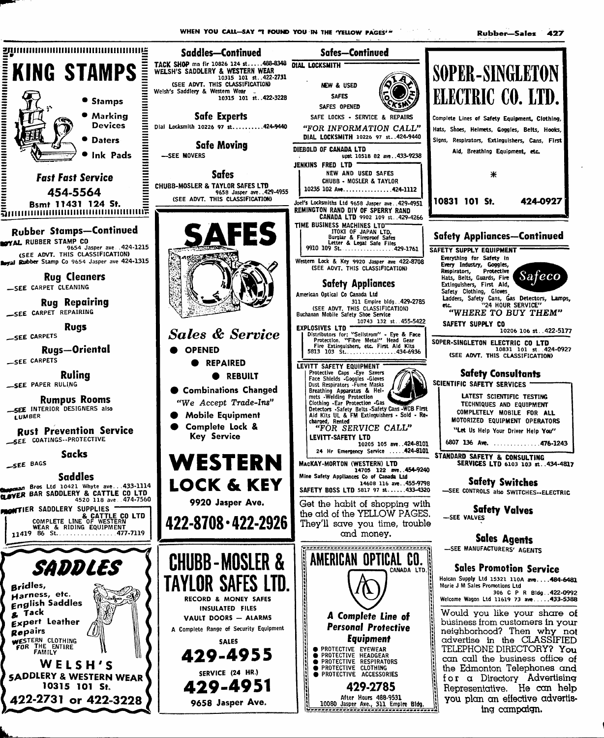# KING STAMPS

- Stamps
- Marking Devices
- Daters
- Ink Pads

***Fast Fast Service***

**454-5564**

**Bsmt 11431 124 St.**

## Rubber Stamps—Continued

ROYAL RUBBER STAMP CO 9654 Jasper ave . 424-1215
(SEE ADVT. THIS CLASSIFICATION)
Royal Rubber Stamp Co 9654 Jasper ave 424-1315

## Rug Cleaners

—SEE CARPET CLEANING

## Rug Repairing

—SEE CARPET REPAIRING

## Rugs

—SEE CARPETS

## Rugs—Oriental

—SEE CARPETS

## Ruling

—SEE PAPER RULING

## Rumpus Rooms

—SEE INTERIOR DESIGNERS also LUMBER

## Rust Prevention Service

—SEE COATINGS--PROTECTIVE

## Sacks

—SEE BAGS

## Saddles

Chapman Bros Ltd 10421 Whyte ave...433-1114
CLOVER BAR SADDLERY & CATTLE CO LTD 4520 118 ave..474-7560
FRONTIER SADDLERY SUPPLIES & CATTLE CO LTD
COMPLETE LINE OF WESTERN WEAR & RIDING EQUIPMENT
11419 86 St................477-7119

***SADDLES***

Bridles,
Harness, etc.
English Saddles
& Tack
Expert Leather
Repairs
WESTERN CLOTHING FOR THE ENTIRE FAMILY

**WELSH'S**
**SADDLERY & WESTERN WEAR**
**10315 101 St.**
**422-2731 or 422-3228**

## Saddles—Continued

TACK SHOP mn flr 10826 124 st.....488-8348
WELSH'S SADDLERY & WESTERN WEAR 10315 101 st..422-2731
(SEE ADVT. THIS CLASSIFICATION)
Welsh's Saddlery & Western Wear 10315 101 st..422-3228

## Safe Experts

Dial Locksmith 10226 97 st..........424-9440

## Safe Moving

—SEE MOVERS

## Safes

CHUBB-MOSLER & TAYLOR SAFES LTD 9658 Jasper ave..429-4955
(SEE ADVT. THIS CLASSIFICATION)

# SAFES

***Sales & Service***

- OPENED
- REPAIRED
- REBUILT
- Combinations Changed

*"We Accept Trade-Ins"*

- Mobile Equipment
- Complete Lock & Key Service

# WESTERN LOCK & KEY

**9920 Jasper Ave.**

**422-8708 · 422-2926**

# CHUBB-MOSLER & TAYLOR SAFES LTD.

RECORD & MONEY SAFES
INSULATED FILES
VAULT DOORS — ALARMS
A Complete Range of Security Equipment

SALES
**429-4955**
SERVICE (24 HR.)
**429-4951**
**9658 Jasper Ave.**

## Safes—Continued

DIAL LOCKSMITH
NEW & USED SAFES
SAFES OPENED
SAFE LOCKS - SERVICE & REPAIRS
*"FOR INFORMATION CALL"*
DIAL LOCKSMITH 10226 97 st..424-9440

DIEBOLD OF CANADA LTD upst 10518 82 ave..433-9238
JENKINS FRED LTD
NEW AND USED SAFES
CHUBB - MOSLER & TAYLOR
10235 102 Ave...............424-1112
Joel's Locksmiths Ltd 9658 Jasper ave..429-4951
REMINGTON RAND DIV OF SPERRY RAND CANADA LTD 9902 109 st..429-4266
TIME BUSINESS MACHINES LTD
ITOKI OF JAPAN LTD.
Burglar & Fireproof Safes
Letter & Legal Safe Files
9910 109 St.................429-1761
Western Lock & Key 9920 Jasper ave 422-8708
(SEE ADVT. THIS CLASSIFICATION)

## Safety Appliances

American Optical Co Canada Ltd 311 Empire bldg..429-2785
(SEE ADVT. THIS CLASSIFICATION)
Buchanan Mobile Safety Shoe Service 10743 132 st..455-5422
EXPLOSIVES LTD
Distributors for: "Sellstrom" - Eye & Face Protection. "Fibre Metal" Head Gear Fire Extinguishers, etc. First Aid Kits
5813 103 St.................434-6936
LEVITT SAFETY EQUIPMENT
Protective Caps -Eye Savers Face Shields -Goggles -Gloves Dust Respirators -Fume Masks Breathing Apparatus & Helmets -Welding Protection Clothing -Ear Protection -Gas Detectors -Safety Belts -Safety Cans -WCB First Aid Kits UL & FM Extinguishers - Sold - Recharged, Rented
*"FOR SERVICE CALL"*
LEVITT-SAFETY LTD 10205 105 ave..424-8101
24 Hr Emergency Service .....424-8101
MacKAY-MORTON (WESTERN) LTD 14705 122 ave..454-9240
Mine Safety Appliances Co of Canada Ltd 14608 116 ave..455-9798
SAFETY BOSS LTD 5817 97 st......433-4320

Get the habit of shopping with the aid of the YELLOW PAGES. They'll save you time, trouble and money.

# AMERICAN OPTICAL CO. CANADA LTD.

***A Complete Line of Personal Protective Equipment***

- PROTECTIVE EYEWEAR
- PROTECTIVE HEADGEAR
- PROTECTIVE RESPIRATORS
- PROTECTIVE CLOTHING
- PROTECTIVE ACCESSORIES

**429-2785**
After Hours 488-9531
10080 Jasper Ave., 311 Empire Bldg.

# SOPER-SINGLETON ELECTRIC CO. LTD.

Complete Lines of Safety Equipment, Clothing, Hats, Shoes, Helmets, Goggles, Belts, Hooks, Signs, Respirators, Extinguishers, Cans, First Aid, Breathing Equipment, etc.

*

**10831 101 St. 424-0927**

## Safety Appliances—Continued

SAFETY SUPPLY EQUIPMENT
Everything for Safety in Every Industry, Goggles, Respirators, Protective Hats, Belts, Guards, Fire Extinguishers, First Aid, Safety Clothing, Gloves, Ladders, Safety Cans, Gas Detectors, Lamps, etc. "24 HOUR SERVICE"
Safeco
*"WHERE TO BUY THEM"*
SAFETY SUPPLY CO 10206 106 st..422-5177

SOPER-SINGLETON ELECTRIC CO LTD 10831 101 st..424-0927
(SEE ADVT. THIS CLASSIFICATION)

## Safety Consultants

SCIENTIFIC SAFETY SERVICES
LATEST SCIENTIFIC TESTING TECHNIQUES AND EQUIPMENT
COMPLETELY MOBILE FOR ALL MOTORIZED EQUIPMENT OPERATORS
"Let Us Help Your Driver Help You"
6807 136 Ave. ..............476-1243
STANDARD SAFETY & CONSULTING SERVICES LTD 6103 103 st..434-4817

## Safety Switches

—SEE CONTROLS also SWITCHES--ELECTRIC

## Safety Valves

—SEE VALVES

## Sales Agents

—SEE MANUFACTURERS' AGENTS

## Sales Promotion Service

Holcan Supply Ltd 15321 110A ave....484-6481
Morie J M Sales Promotions Ltd 306 C P R Bldg..422-0992
Welcome Wagon Ltd 11619 73 ave.....433-5388

Would you like your share of business from customers in your neighborhood? Then why not advertise in the CLASSIFIED TELEPHONE DIRECTORY? You can call the business office of the Edmonton Telephones and for a Directory Advertising Representative. He can help you plan an effective advertising campaign.